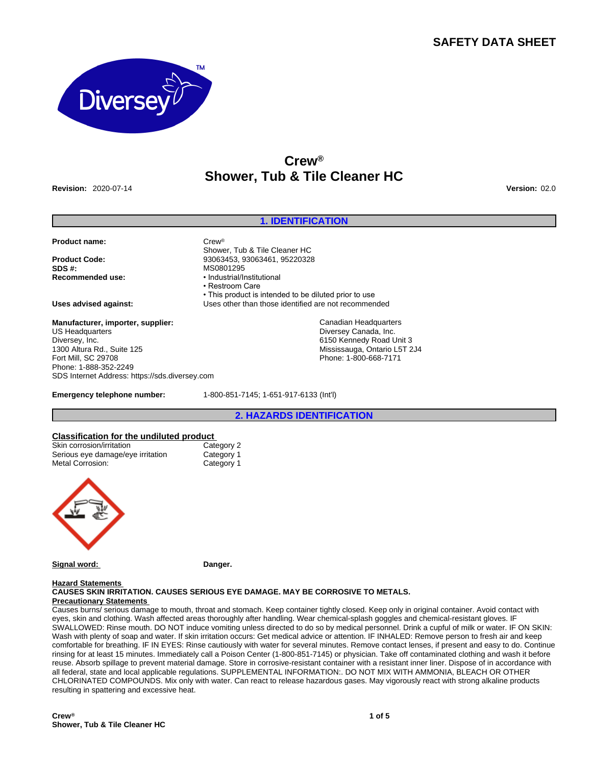# SAFETY DATA SHEET

# Crew®
# Shower, Tub & Tile Cleaner HC

**Revision:** 2020-07-14

**Version:** 02.0

## 1. IDENTIFICATION

**Product name:** Crew® Shower, Tub & Tile Cleaner HC

**Product Code:** 93063453, 93063461, 95220328

**SDS #:** MS0801295

**Recommended use:**
- Industrial/Institutional
- Restroom Care
- This product is intended to be diluted prior to use

**Uses advised against:** Uses other than those identified are not recommended

**Manufacturer, importer, supplier:**

US Headquarters
Diversey, Inc.
1300 Altura Rd., Suite 125
Fort Mill, SC 29708
Phone: 1-888-352-2249
SDS Internet Address: https://sds.diversey.com

Canadian Headquarters
Diversey Canada, Inc.
6150 Kennedy Road Unit 3
Mississauga, Ontario L5T 2J4
Phone: 1-800-668-7171

**Emergency telephone number:** 1-800-851-7145; 1-651-917-6133 (Int'l)

## 2. HAZARDS IDENTIFICATION

**Classification for the undiluted product**

| | |
|---|---|
| Skin corrosion/irritation | Category 2 |
| Serious eye damage/eye irritation | Category 1 |
| Metal Corrosion: | Category 1 |

**Signal word:** **Danger.**

**Hazard Statements**

**CAUSES SKIN IRRITATION. CAUSES SERIOUS EYE DAMAGE. MAY BE CORROSIVE TO METALS.**

**Precautionary Statements**

Causes burns/ serious damage to mouth, throat and stomach. Keep container tightly closed. Keep only in original container. Avoid contact with eyes, skin and clothing. Wash affected areas thoroughly after handling. Wear chemical-splash goggles and chemical-resistant gloves. IF SWALLOWED: Rinse mouth. DO NOT induce vomiting unless directed to do so by medical personnel. Drink a cupful of milk or water. IF ON SKIN: Wash with plenty of soap and water. If skin irritation occurs: Get medical advice or attention. IF INHALED: Remove person to fresh air and keep comfortable for breathing. IF IN EYES: Rinse cautiously with water for several minutes. Remove contact lenses, if present and easy to do. Continue rinsing for at least 15 minutes. Immediately call a Poison Center (1-800-851-7145) or physician. Take off contaminated clothing and wash it before reuse. Absorb spillage to prevent material damage. Store in corrosive-resistant container with a resistant inner liner. Dispose of in accordance with all federal, state and local applicable regulations. SUPPLEMENTAL INFORMATION:. DO NOT MIX WITH AMMONIA, BLEACH OR OTHER CHLORINATED COMPOUNDS. Mix only with water. Can react to release hazardous gases. May vigorously react with strong alkaline products resulting in spattering and excessive heat.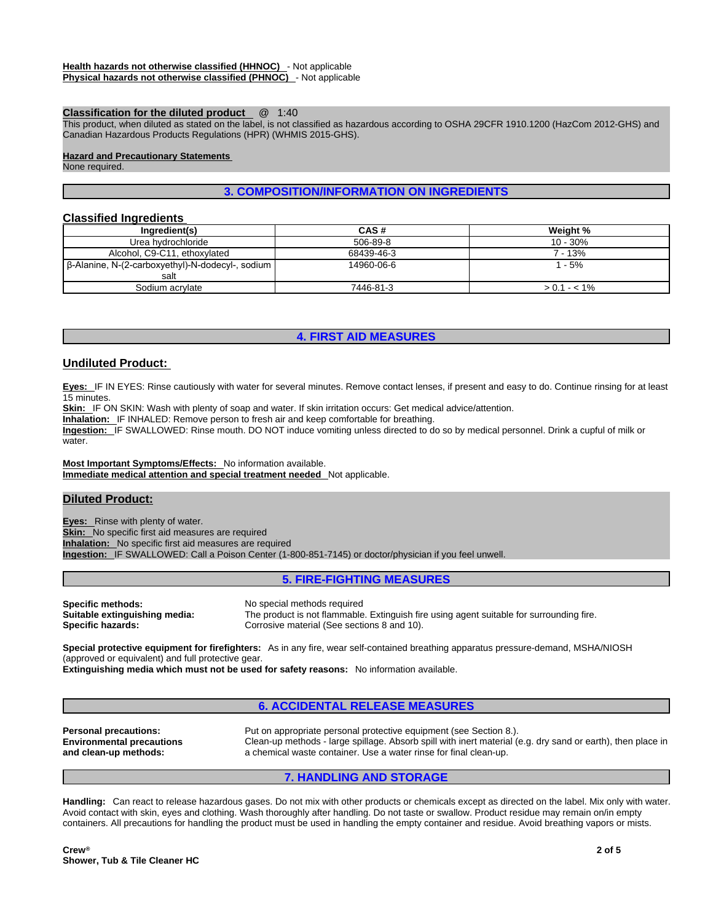**Health hazards not otherwise classified (HHNOC)** - Not applicable
**Physical hazards not otherwise classified (PHNOC)** - Not applicable

**Classification for the diluted product** @ 1:40
This product, when diluted as stated on the label, is not classified as hazardous according to OSHA 29CFR 1910.1200 (HazCom 2012-GHS) and Canadian Hazardous Products Regulations (HPR) (WHMIS 2015-GHS).

**Hazard and Precautionary Statements**
None required.

## 3. COMPOSITION/INFORMATION ON INGREDIENTS

### Classified Ingredients

| Ingredient(s) | CAS # | Weight % |
|---|---|---|
| Urea hydrochloride | 506-89-8 | 10 - 30% |
| Alcohol, C9-C11, ethoxylated | 68439-46-3 | 7 - 13% |
| β-Alanine, N-(2-carboxyethyl)-N-dodecyl-, sodium salt | 14960-06-6 | 1 - 5% |
| Sodium acrylate | 7446-81-3 | > 0.1 - < 1% |

## 4. FIRST AID MEASURES

### Undiluted Product:

**Eyes:** IF IN EYES: Rinse cautiously with water for several minutes. Remove contact lenses, if present and easy to do. Continue rinsing for at least 15 minutes.
**Skin:** IF ON SKIN: Wash with plenty of soap and water. If skin irritation occurs: Get medical advice/attention.
**Inhalation:** IF INHALED: Remove person to fresh air and keep comfortable for breathing.
**Ingestion:** IF SWALLOWED: Rinse mouth. DO NOT induce vomiting unless directed to do so by medical personnel. Drink a cupful of milk or water.

**Most Important Symptoms/Effects:** No information available.
**Immediate medical attention and special treatment needed** Not applicable.

### Diluted Product:

**Eyes:** Rinse with plenty of water.
**Skin:** No specific first aid measures are required
**Inhalation:** No specific first aid measures are required
**Ingestion:** IF SWALLOWED: Call a Poison Center (1-800-851-7145) or doctor/physician if you feel unwell.

## 5. FIRE-FIGHTING MEASURES

**Specific methods:** No special methods required
**Suitable extinguishing media:** The product is not flammable. Extinguish fire using agent suitable for surrounding fire.
**Specific hazards:** Corrosive material (See sections 8 and 10).

**Special protective equipment for firefighters:** As in any fire, wear self-contained breathing apparatus pressure-demand, MSHA/NIOSH (approved or equivalent) and full protective gear.
**Extinguishing media which must not be used for safety reasons:** No information available.

## 6. ACCIDENTAL RELEASE MEASURES

**Personal precautions:** Put on appropriate personal protective equipment (see Section 8.).
**Environmental precautions and clean-up methods:** Clean-up methods - large spillage. Absorb spill with inert material (e.g. dry sand or earth), then place in a chemical waste container. Use a water rinse for final clean-up.

## 7. HANDLING AND STORAGE

**Handling:** Can react to release hazardous gases. Do not mix with other products or chemicals except as directed on the label. Mix only with water. Avoid contact with skin, eyes and clothing. Wash thoroughly after handling. Do not taste or swallow. Product residue may remain on/in empty containers. All precautions for handling the product must be used in handling the empty container and residue. Avoid breathing vapors or mists.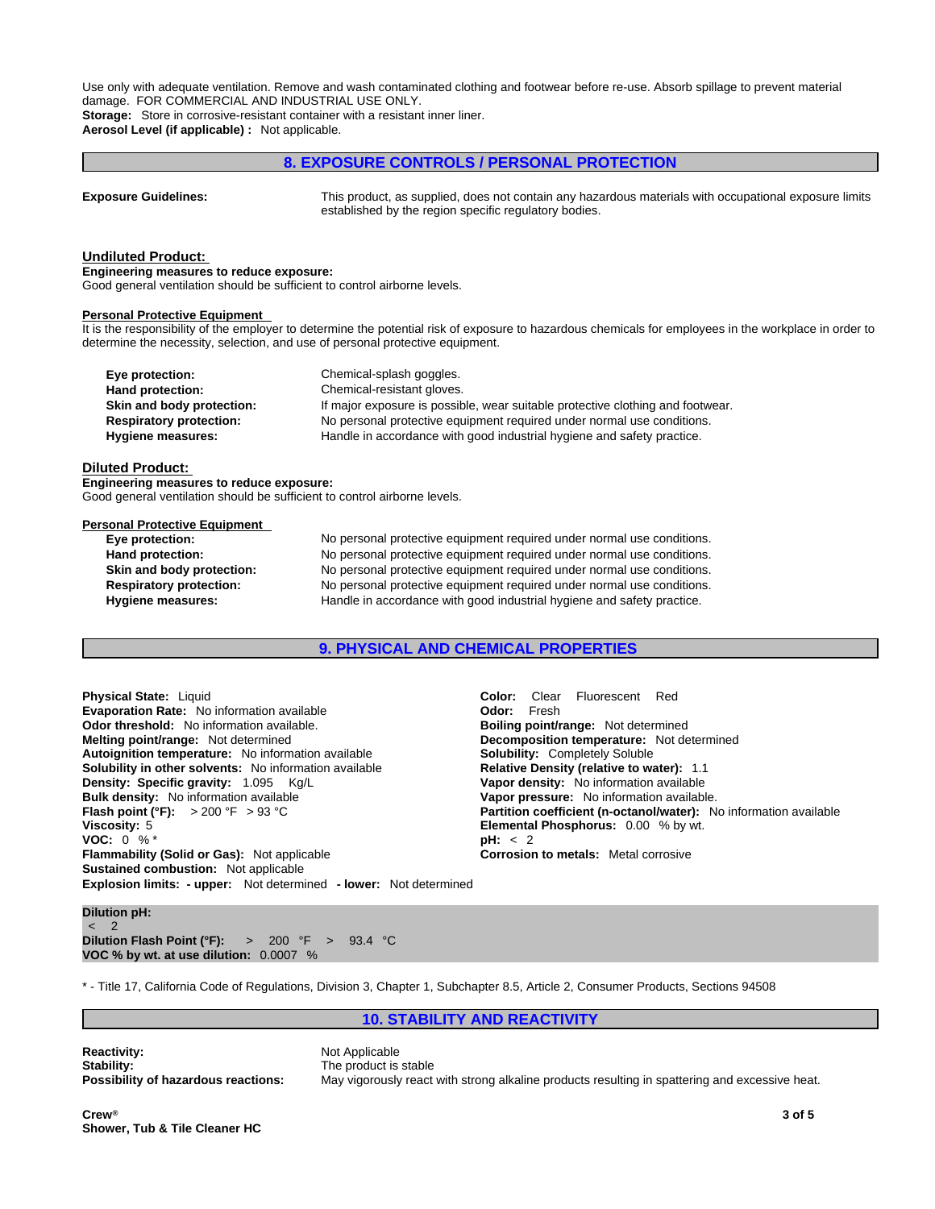Use only with adequate ventilation. Remove and wash contaminated clothing and footwear before re-use. Absorb spillage to prevent material damage. FOR COMMERCIAL AND INDUSTRIAL USE ONLY.

**Storage:** Store in corrosive-resistant container with a resistant inner liner.

**Aerosol Level (if applicable) :** Not applicable.

## 8. EXPOSURE CONTROLS / PERSONAL PROTECTION

**Exposure Guidelines:** This product, as supplied, does not contain any hazardous materials with occupational exposure limits established by the region specific regulatory bodies.

### Undiluted Product:

**Engineering measures to reduce exposure:**

Good general ventilation should be sufficient to control airborne levels.

**Personal Protective Equipment**

It is the responsibility of the employer to determine the potential risk of exposure to hazardous chemicals for employees in the workplace in order to determine the necessity, selection, and use of personal protective equipment.

| | |
|---|---|
| **Eye protection:** | Chemical-splash goggles. |
| **Hand protection:** | Chemical-resistant gloves. |
| **Skin and body protection:** | If major exposure is possible, wear suitable protective clothing and footwear. |
| **Respiratory protection:** | No personal protective equipment required under normal use conditions. |
| **Hygiene measures:** | Handle in accordance with good industrial hygiene and safety practice. |

### Diluted Product:

**Engineering measures to reduce exposure:**

Good general ventilation should be sufficient to control airborne levels.

**Personal Protective Equipment**

| | |
|---|---|
| **Eye protection:** | No personal protective equipment required under normal use conditions. |
| **Hand protection:** | No personal protective equipment required under normal use conditions. |
| **Skin and body protection:** | No personal protective equipment required under normal use conditions. |
| **Respiratory protection:** | No personal protective equipment required under normal use conditions. |
| **Hygiene measures:** | Handle in accordance with good industrial hygiene and safety practice. |

## 9. PHYSICAL AND CHEMICAL PROPERTIES

**Physical State:** Liquid
**Evaporation Rate:** No information available
**Odor threshold:** No information available.
**Melting point/range:** Not determined
**Autoignition temperature:** No information available
**Solubility in other solvents:** No information available
**Density: Specific gravity:** 1.095 Kg/L
**Bulk density:** No information available
**Flash point (°F):** > 200 °F > 93 °C
**Viscosity:** 5
**VOC:** 0 % *
**Flammability (Solid or Gas):** Not applicable
**Sustained combustion:** Not applicable
**Explosion limits: - upper:** Not determined **- lower:** Not determined
**Color:** Clear Fluorescent Red
**Odor:** Fresh
**Boiling point/range:** Not determined
**Decomposition temperature:** Not determined
**Solubility:** Completely Soluble
**Relative Density (relative to water):** 1.1
**Vapor density:** No information available
**Vapor pressure:** No information available.
**Partition coefficient (n-octanol/water):** No information available
**Elemental Phosphorus:** 0.00 % by wt.
**pH:** < 2
**Corrosion to metals:** Metal corrosive

**Dilution pH:**
< 2
**Dilution Flash Point (°F):** > 200 °F > 93.4 °C
**VOC % by wt. at use dilution:** 0.0007 %

\* - Title 17, California Code of Regulations, Division 3, Chapter 1, Subchapter 8.5, Article 2, Consumer Products, Sections 94508

## 10. STABILITY AND REACTIVITY

| | |
|---|---|
| **Reactivity:** | Not Applicable |
| **Stability:** | The product is stable |
| **Possibility of hazardous reactions:** | May vigorously react with strong alkaline products resulting in spattering and excessive heat. |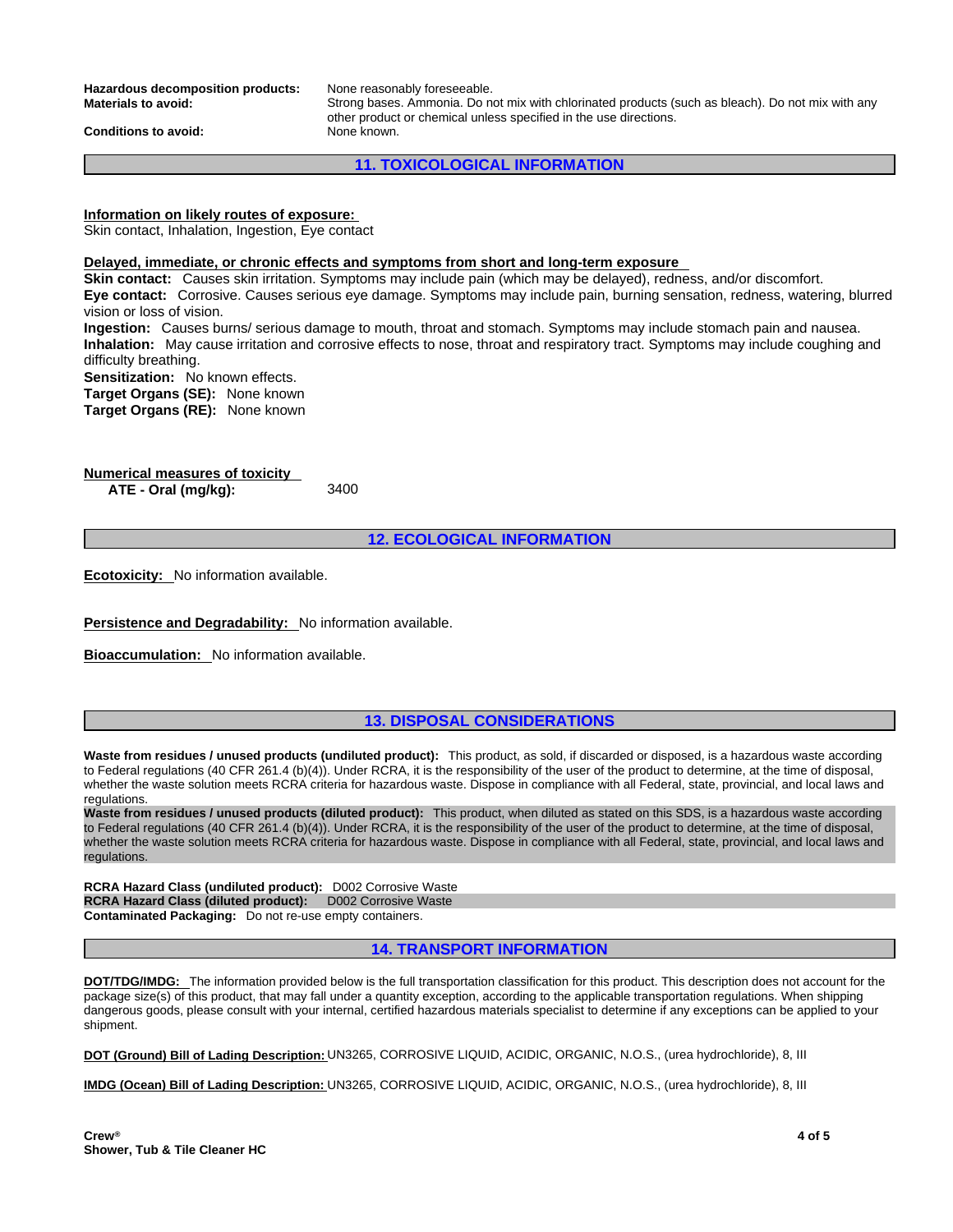**Hazardous decomposition products:** None reasonably foreseeable.
**Materials to avoid:** Strong bases. Ammonia. Do not mix with chlorinated products (such as bleach). Do not mix with any other product or chemical unless specified in the use directions.
**Conditions to avoid:** None known.

## 11. TOXICOLOGICAL INFORMATION

**Information on likely routes of exposure:**
Skin contact, Inhalation, Ingestion, Eye contact

**Delayed, immediate, or chronic effects and symptoms from short and long-term exposure**
**Skin contact:** Causes skin irritation. Symptoms may include pain (which may be delayed), redness, and/or discomfort.
**Eye contact:** Corrosive. Causes serious eye damage. Symptoms may include pain, burning sensation, redness, watering, blurred vision or loss of vision.
**Ingestion:** Causes burns/ serious damage to mouth, throat and stomach. Symptoms may include stomach pain and nausea.
**Inhalation:** May cause irritation and corrosive effects to nose, throat and respiratory tract. Symptoms may include coughing and difficulty breathing.
**Sensitization:** No known effects.
**Target Organs (SE):** None known
**Target Organs (RE):** None known

**Numerical measures of toxicity**
**ATE - Oral (mg/kg):** 3400

## 12. ECOLOGICAL INFORMATION

**Ecotoxicity:** No information available.

**Persistence and Degradability:** No information available.

**Bioaccumulation:** No information available.

## 13. DISPOSAL CONSIDERATIONS

**Waste from residues / unused products (undiluted product):** This product, as sold, if discarded or disposed, is a hazardous waste according to Federal regulations (40 CFR 261.4 (b)(4)). Under RCRA, it is the responsibility of the user of the product to determine, at the time of disposal, whether the waste solution meets RCRA criteria for hazardous waste. Dispose in compliance with all Federal, state, provincial, and local laws and regulations.
**Waste from residues / unused products (diluted product):** This product, when diluted as stated on this SDS, is a hazardous waste according to Federal regulations (40 CFR 261.4 (b)(4)). Under RCRA, it is the responsibility of the user of the product to determine, at the time of disposal, whether the waste solution meets RCRA criteria for hazardous waste. Dispose in compliance with all Federal, state, provincial, and local laws and regulations.

**RCRA Hazard Class (undiluted product):** D002 Corrosive Waste
**RCRA Hazard Class (diluted product):** D002 Corrosive Waste
**Contaminated Packaging:** Do not re-use empty containers.

## 14. TRANSPORT INFORMATION

**DOT/TDG/IMDG:** The information provided below is the full transportation classification for this product. This description does not account for the package size(s) of this product, that may fall under a quantity exception, according to the applicable transportation regulations. When shipping dangerous goods, please consult with your internal, certified hazardous materials specialist to determine if any exceptions can be applied to your shipment.

**DOT (Ground) Bill of Lading Description:** UN3265, CORROSIVE LIQUID, ACIDIC, ORGANIC, N.O.S., (urea hydrochloride), 8, III

**IMDG (Ocean) Bill of Lading Description:** UN3265, CORROSIVE LIQUID, ACIDIC, ORGANIC, N.O.S., (urea hydrochloride), 8, III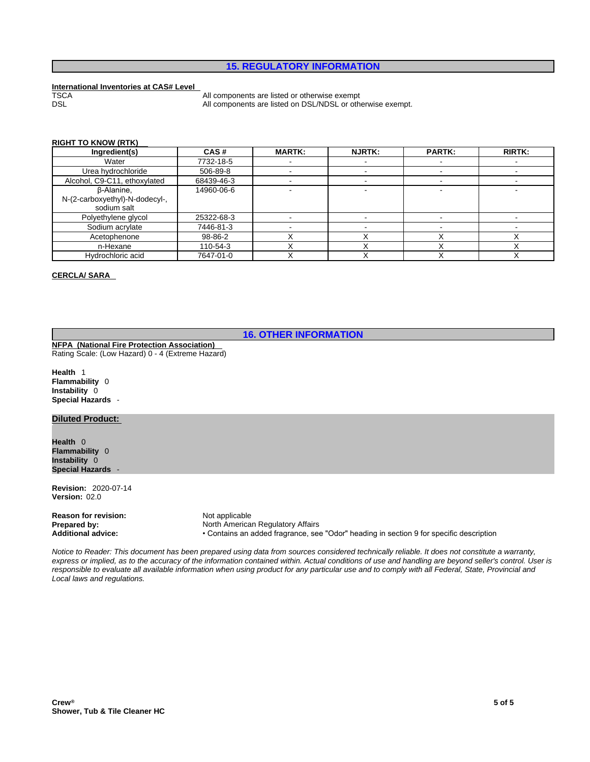## 15. REGULATORY INFORMATION

**International Inventories at CAS# Level**

| | |
|---|---|
| TSCA | All components are listed or otherwise exempt |
| DSL | All components are listed on DSL/NDSL or otherwise exempt. |

**RIGHT TO KNOW (RTK)**

| Ingredient(s) | CAS # | MARTK: | NJRTK: | PARTK: | RIRTK: |
|---|---|---|---|---|---|
| Water | 7732-18-5 | - | - | - | - |
| Urea hydrochloride | 506-89-8 | - | - | - | - |
| Alcohol, C9-C11, ethoxylated | 68439-46-3 | - | - | - | - |
| β-Alanine, N-(2-carboxyethyl)-N-dodecyl-, sodium salt | 14960-06-6 | - | - | - | - |
| Polyethylene glycol | 25322-68-3 | - | - | - | - |
| Sodium acrylate | 7446-81-3 | - | - | - | - |
| Acetophenone | 98-86-2 | X | X | X | X |
| n-Hexane | 110-54-3 | X | X | X | X |
| Hydrochloric acid | 7647-01-0 | X | X | X | X |

**CERCLA/ SARA**

## 16. OTHER INFORMATION

**NFPA (National Fire Protection Association)**
Rating Scale: (Low Hazard) 0 - 4 (Extreme Hazard)

**Health** 1
**Flammability** 0
**Instability** 0
**Special Hazards** -

**Diluted Product:**

**Health** 0
**Flammability** 0
**Instability** 0
**Special Hazards** -

**Revision:** 2020-07-14
**Version:** 02.0

| | |
|---|---|
| **Reason for revision:** | Not applicable |
| **Prepared by:** | North American Regulatory Affairs |
| **Additional advice:** | • Contains an added fragrance, see "Odor" heading in section 9 for specific description |

*Notice to Reader: This document has been prepared using data from sources considered technically reliable. It does not constitute a warranty, express or implied, as to the accuracy of the information contained within. Actual conditions of use and handling are beyond seller's control. User is responsible to evaluate all available information when using product for any particular use and to comply with all Federal, State, Provincial and Local laws and regulations.*